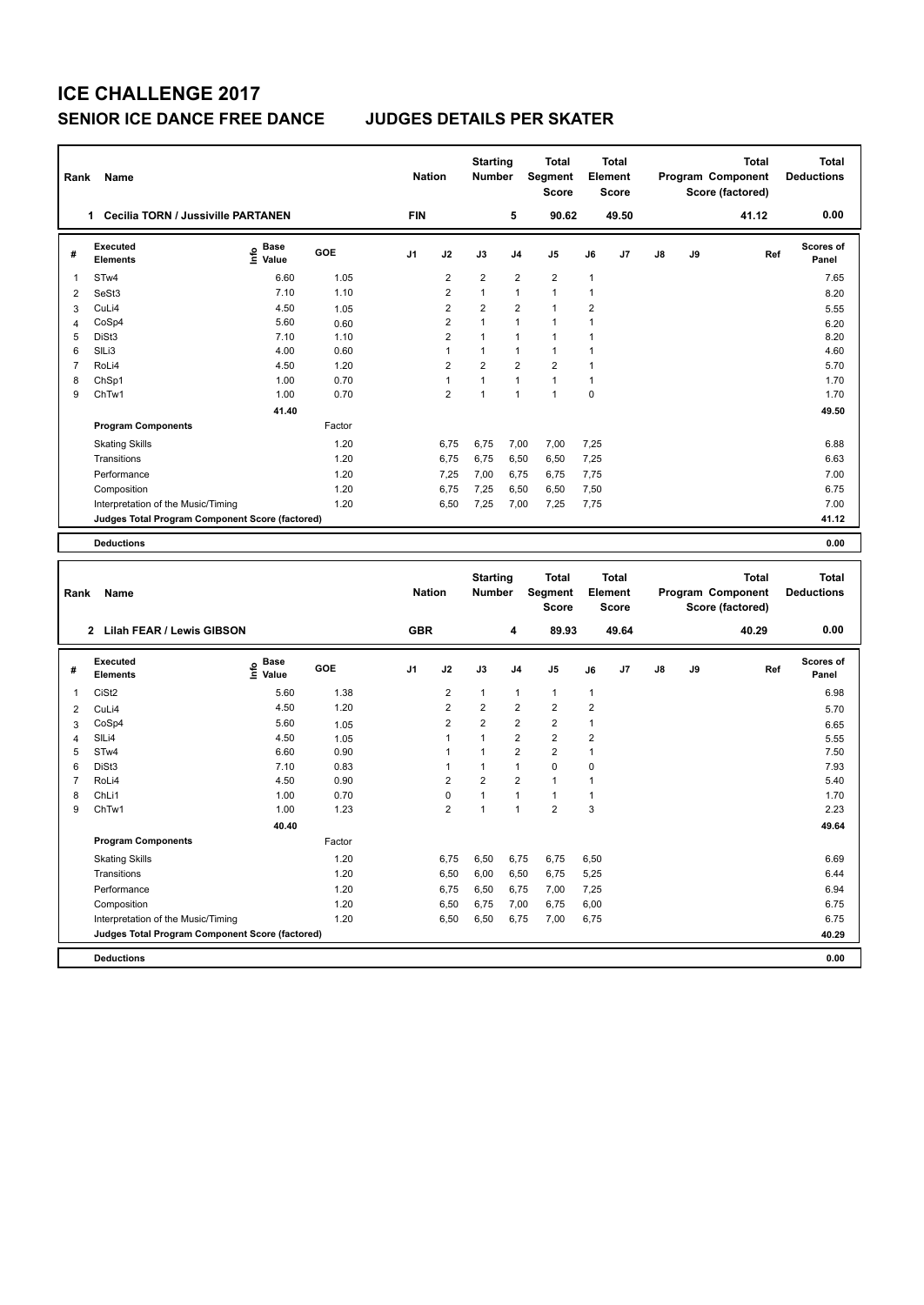# ICE CHALLENGE 2017

## SENIOR ICE DANCE FREE DANCE — JUDGES DETAILS PER SKATER

| Rank | Name | Nation | Starting Number | Total Segment Score | Total Element Score | Total Program Component Score (factored) | Total Deductions |
|---|---|---|---|---|---|---|---|
| 1 | Cecilia TORN / Jussiville PARTANEN | FIN | 5 | 90.62 | 49.50 | 41.12 | 0.00 |

| # | Executed Elements | Info | Base Value | GOE | J1 | J2 | J3 | J4 | J5 | J6 | J7 | J8 | J9 | Ref | Scores of Panel |
|---|---|---|---|---|---|---|---|---|---|---|---|---|---|---|---|
| 1 | STw4 | | 6.60 | 1.05 | | 2 | 2 | 2 | 2 | 1 | | | | | 7.65 |
| 2 | SeSt3 | | 7.10 | 1.10 | | 2 | 1 | 1 | 1 | 1 | | | | | 8.20 |
| 3 | CuLi4 | | 4.50 | 1.05 | | 2 | 2 | 2 | 1 | 2 | | | | | 5.55 |
| 4 | CoSp4 | | 5.60 | 0.60 | | 2 | 1 | 1 | 1 | 1 | | | | | 6.20 |
| 5 | DiSt3 | | 7.10 | 1.10 | | 2 | 1 | 1 | 1 | 1 | | | | | 8.20 |
| 6 | SlLi3 | | 4.00 | 0.60 | | 1 | 1 | 1 | 1 | 1 | | | | | 4.60 |
| 7 | RoLi4 | | 4.50 | 1.20 | | 2 | 2 | 2 | 2 | 1 | | | | | 5.70 |
| 8 | ChSp1 | | 1.00 | 0.70 | | 1 | 1 | 1 | 1 | 1 | | | | | 1.70 |
| 9 | ChTw1 | | 1.00 | 0.70 | | 2 | 1 | 1 | 1 | 0 | | | | | 1.70 |
| | | | 41.40 | | | | | | | | | | | | 49.50 |
| | **Program Components** | | | Factor | | | | | | | | | | | |
| | Skating Skills | | | 1.20 | | 6,75 | 6,75 | 7,00 | 7,00 | 7,25 | | | | | 6.88 |
| | Transitions | | | 1.20 | | 6,75 | 6,75 | 6,50 | 6,50 | 7,25 | | | | | 6.63 |
| | Performance | | | 1.20 | | 7,25 | 7,00 | 6,75 | 6,75 | 7,75 | | | | | 7.00 |
| | Composition | | | 1.20 | | 6,75 | 7,25 | 6,50 | 6,50 | 7,50 | | | | | 6.75 |
| | Interpretation of the Music/Timing | | | 1.20 | | 6,50 | 7,25 | 7,00 | 7,25 | 7,75 | | | | | 7.00 |
| | **Judges Total Program Component Score (factored)** | | | | | | | | | | | | | | 41.12 |
| | **Deductions** | | | | | | | | | | | | | | 0.00 |

| Rank | Name | Nation | Starting Number | Total Segment Score | Total Element Score | Total Program Component Score (factored) | Total Deductions |
|---|---|---|---|---|---|---|---|
| 2 | Lilah FEAR / Lewis GIBSON | GBR | 4 | 89.93 | 49.64 | 40.29 | 0.00 |

| # | Executed Elements | Info | Base Value | GOE | J1 | J2 | J3 | J4 | J5 | J6 | J7 | J8 | J9 | Ref | Scores of Panel |
|---|---|---|---|---|---|---|---|---|---|---|---|---|---|---|---|
| 1 | CiSt2 | | 5.60 | 1.38 | | 2 | 1 | 1 | 1 | 1 | | | | | 6.98 |
| 2 | CuLi4 | | 4.50 | 1.20 | | 2 | 2 | 2 | 2 | 2 | | | | | 5.70 |
| 3 | CoSp4 | | 5.60 | 1.05 | | 2 | 2 | 2 | 2 | 1 | | | | | 6.65 |
| 4 | SlLi4 | | 4.50 | 1.05 | | 1 | 1 | 2 | 2 | 2 | | | | | 5.55 |
| 5 | STw4 | | 6.60 | 0.90 | | 1 | 1 | 2 | 2 | 1 | | | | | 7.50 |
| 6 | DiSt3 | | 7.10 | 0.83 | | 1 | 1 | 1 | 0 | 0 | | | | | 7.93 |
| 7 | RoLi4 | | 4.50 | 0.90 | | 2 | 2 | 2 | 1 | 1 | | | | | 5.40 |
| 8 | ChLi1 | | 1.00 | 0.70 | | 0 | 1 | 1 | 1 | 1 | | | | | 1.70 |
| 9 | ChTw1 | | 1.00 | 1.23 | | 2 | 1 | 1 | 2 | 3 | | | | | 2.23 |
| | | | 40.40 | | | | | | | | | | | | 49.64 |
| | **Program Components** | | | Factor | | | | | | | | | | | |
| | Skating Skills | | | 1.20 | | 6,75 | 6,50 | 6,75 | 6,75 | 6,50 | | | | | 6.69 |
| | Transitions | | | 1.20 | | 6,50 | 6,00 | 6,50 | 6,75 | 5,25 | | | | | 6.44 |
| | Performance | | | 1.20 | | 6,75 | 6,50 | 6,75 | 7,00 | 7,25 | | | | | 6.94 |
| | Composition | | | 1.20 | | 6,50 | 6,75 | 7,00 | 6,75 | 6,00 | | | | | 6.75 |
| | Interpretation of the Music/Timing | | | 1.20 | | 6,50 | 6,50 | 6,75 | 7,00 | 6,75 | | | | | 6.75 |
| | **Judges Total Program Component Score (factored)** | | | | | | | | | | | | | | 40.29 |
| | **Deductions** | | | | | | | | | | | | | | 0.00 |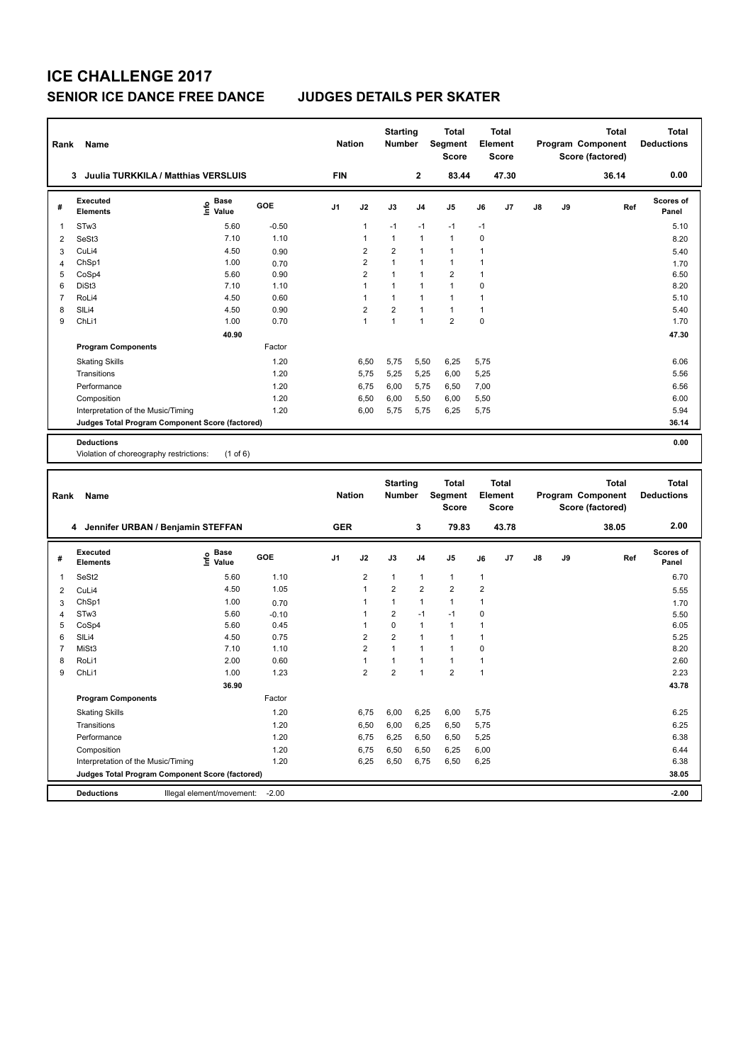# ICE CHALLENGE 2017

## SENIOR ICE DANCE FREE DANCE — JUDGES DETAILS PER SKATER

| Rank | Name | Nation | Starting Number | Total Segment Score | Total Element Score | Total Program Component Score (factored) | Total Deductions |
|---|---|---|---|---|---|---|---|
| 3 | Juulia TURKKILA / Matthias VERSLUIS | FIN | 2 | 83.44 | 47.30 | 36.14 | 0.00 |

| # | Executed Elements | Info | Base Value | GOE | J1 | J2 | J3 | J4 | J5 | J6 | J7 | J8 | J9 | Ref | Scores of Panel |
|---|---|---|---|---|---|---|---|---|---|---|---|---|---|---|---|
| 1 | STw3 | | 5.60 | -0.50 | | 1 | -1 | -1 | -1 | -1 | | | | | 5.10 |
| 2 | SeSt3 | | 7.10 | 1.10 | | 1 | 1 | 1 | 1 | 0 | | | | | 8.20 |
| 3 | CuLi4 | | 4.50 | 0.90 | | 2 | 2 | 1 | 1 | 1 | | | | | 5.40 |
| 4 | ChSp1 | | 1.00 | 0.70 | | 2 | 1 | 1 | 1 | 1 | | | | | 1.70 |
| 5 | CoSp4 | | 5.60 | 0.90 | | 2 | 1 | 1 | 2 | 1 | | | | | 6.50 |
| 6 | DiSt3 | | 7.10 | 1.10 | | 1 | 1 | 1 | 1 | 0 | | | | | 8.20 |
| 7 | RoLi4 | | 4.50 | 0.60 | | 1 | 1 | 1 | 1 | 1 | | | | | 5.10 |
| 8 | SlLi4 | | 4.50 | 0.90 | | 2 | 2 | 1 | 1 | 1 | | | | | 5.40 |
| 9 | ChLi1 | | 1.00 | 0.70 | | 1 | 1 | 1 | 2 | 0 | | | | | 1.70 |
| | | | 40.90 | | | | | | | | | | | | 47.30 |
| | **Program Components** | | | Factor | | | | | | | | | | | |
| | Skating Skills | | | 1.20 | | 6,50 | 5,75 | 5,50 | 6,25 | 5,75 | | | | | 6.06 |
| | Transitions | | | 1.20 | | 5,75 | 5,25 | 5,25 | 6,00 | 5,25 | | | | | 5.56 |
| | Performance | | | 1.20 | | 6,75 | 6,00 | 5,75 | 6,50 | 7,00 | | | | | 6.56 |
| | Composition | | | 1.20 | | 6,50 | 6,00 | 5,50 | 6,00 | 5,50 | | | | | 6.00 |
| | Interpretation of the Music/Timing | | | 1.20 | | 6,00 | 5,75 | 5,75 | 6,25 | 5,75 | | | | | 5.94 |
| | **Judges Total Program Component Score (factored)** | | | | | | | | | | | | | | 36.14 |
| | **Deductions** | | | | | | | | | | | | | | 0.00 |

Violation of choreography restrictions: (1 of 6)

| Rank | Name | Nation | Starting Number | Total Segment Score | Total Element Score | Total Program Component Score (factored) | Total Deductions |
|---|---|---|---|---|---|---|---|
| 4 | Jennifer URBAN / Benjamin STEFFAN | GER | 3 | 79.83 | 43.78 | 38.05 | 2.00 |

| # | Executed Elements | Info | Base Value | GOE | J1 | J2 | J3 | J4 | J5 | J6 | J7 | J8 | J9 | Ref | Scores of Panel |
|---|---|---|---|---|---|---|---|---|---|---|---|---|---|---|---|
| 1 | SeSt2 | | 5.60 | 1.10 | | 2 | 1 | 1 | 1 | 1 | | | | | 6.70 |
| 2 | CuLi4 | | 4.50 | 1.05 | | 1 | 2 | 2 | 2 | 2 | | | | | 5.55 |
| 3 | ChSp1 | | 1.00 | 0.70 | | 1 | 1 | 1 | 1 | 1 | | | | | 1.70 |
| 4 | STw3 | | 5.60 | -0.10 | | 1 | 2 | -1 | -1 | 0 | | | | | 5.50 |
| 5 | CoSp4 | | 5.60 | 0.45 | | 1 | 0 | 1 | 1 | 1 | | | | | 6.05 |
| 6 | SlLi4 | | 4.50 | 0.75 | | 2 | 2 | 1 | 1 | 1 | | | | | 5.25 |
| 7 | MiSt3 | | 7.10 | 1.10 | | 2 | 1 | 1 | 1 | 0 | | | | | 8.20 |
| 8 | RoLi1 | | 2.00 | 0.60 | | 1 | 1 | 1 | 1 | 1 | | | | | 2.60 |
| 9 | ChLi1 | | 1.00 | 1.23 | | 2 | 2 | 1 | 2 | 1 | | | | | 2.23 |
| | | | 36.90 | | | | | | | | | | | | 43.78 |
| | **Program Components** | | | Factor | | | | | | | | | | | |
| | Skating Skills | | | 1.20 | | 6,75 | 6,00 | 6,25 | 6,00 | 5,75 | | | | | 6.25 |
| | Transitions | | | 1.20 | | 6,50 | 6,00 | 6,25 | 6,50 | 5,75 | | | | | 6.25 |
| | Performance | | | 1.20 | | 6,75 | 6,25 | 6,50 | 6,50 | 5,25 | | | | | 6.38 |
| | Composition | | | 1.20 | | 6,75 | 6,50 | 6,50 | 6,25 | 6,00 | | | | | 6.44 |
| | Interpretation of the Music/Timing | | | 1.20 | | 6,25 | 6,50 | 6,75 | 6,50 | 6,25 | | | | | 6.38 |
| | **Judges Total Program Component Score (factored)** | | | | | | | | | | | | | | 38.05 |
| | **Deductions** | Illegal element/movement: -2.00 | | | | | | | | | | | | | -2.00 |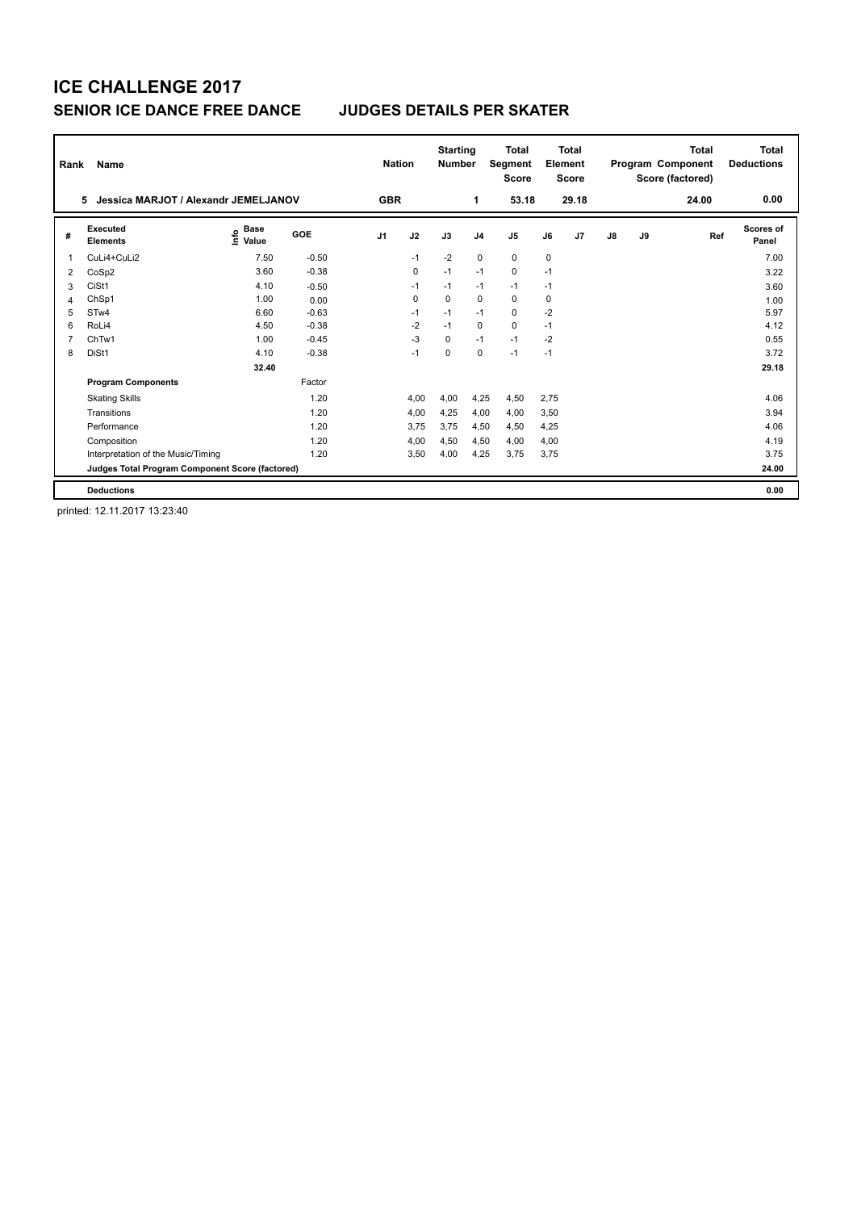# ICE CHALLENGE 2017

## SENIOR ICE DANCE FREE DANCE JUDGES DETAILS PER SKATER

| Rank | Name | Nation | Starting Number | Total Segment Score | Total Element Score | Total Program Component Score (factored) | Total Deductions |
|---|---|---|---|---|---|---|---|
| 5 | Jessica MARJOT / Alexandr JEMELJANOV | GBR | 1 | 53.18 | 29.18 | 24.00 | 0.00 |

| # | Executed Elements | Info | Base Value | GOE | J1 | J2 | J3 | J4 | J5 | J6 | J7 | J8 | J9 | Ref | Scores of Panel |
|---|---|---|---|---|---|---|---|---|---|---|---|---|---|---|---|
| 1 | CuLi4+CuLi2 | | 7.50 | -0.50 | | -1 | -2 | 0 | 0 | 0 | | | | | 7.00 |
| 2 | CoSp2 | | 3.60 | -0.38 | | 0 | -1 | -1 | 0 | -1 | | | | | 3.22 |
| 3 | CiSt1 | | 4.10 | -0.50 | | -1 | -1 | -1 | -1 | -1 | | | | | 3.60 |
| 4 | ChSp1 | | 1.00 | 0.00 | | 0 | 0 | 0 | 0 | 0 | | | | | 1.00 |
| 5 | STw4 | | 6.60 | -0.63 | | -1 | -1 | -1 | 0 | -2 | | | | | 5.97 |
| 6 | RoLi4 | | 4.50 | -0.38 | | -2 | -1 | 0 | 0 | -1 | | | | | 4.12 |
| 7 | ChTw1 | | 1.00 | -0.45 | | -3 | 0 | -1 | -1 | -2 | | | | | 0.55 |
| 8 | DiSt1 | | 4.10 | -0.38 | | -1 | 0 | 0 | -1 | -1 | | | | | 3.72 |
| | | | 32.40 | | | | | | | | | | | | 29.18 |
| | **Program Components** | | | Factor | | | | | | | | | | | |
| | Skating Skills | | | 1.20 | | 4,00 | 4,00 | 4,25 | 4,50 | 2,75 | | | | | 4.06 |
| | Transitions | | | 1.20 | | 4,00 | 4,25 | 4,00 | 4,00 | 3,50 | | | | | 3.94 |
| | Performance | | | 1.20 | | 3,75 | 3,75 | 4,50 | 4,50 | 4,25 | | | | | 4.06 |
| | Composition | | | 1.20 | | 4,00 | 4,50 | 4,50 | 4,00 | 4,00 | | | | | 4.19 |
| | Interpretation of the Music/Timing | | | 1.20 | | 3,50 | 4,00 | 4,25 | 3,75 | 3,75 | | | | | 3.75 |
| | **Judges Total Program Component Score (factored)** | | | | | | | | | | | | | | 24.00 |
| | **Deductions** | | | | | | | | | | | | | | 0.00 |

printed: 12.11.2017 13:23:40